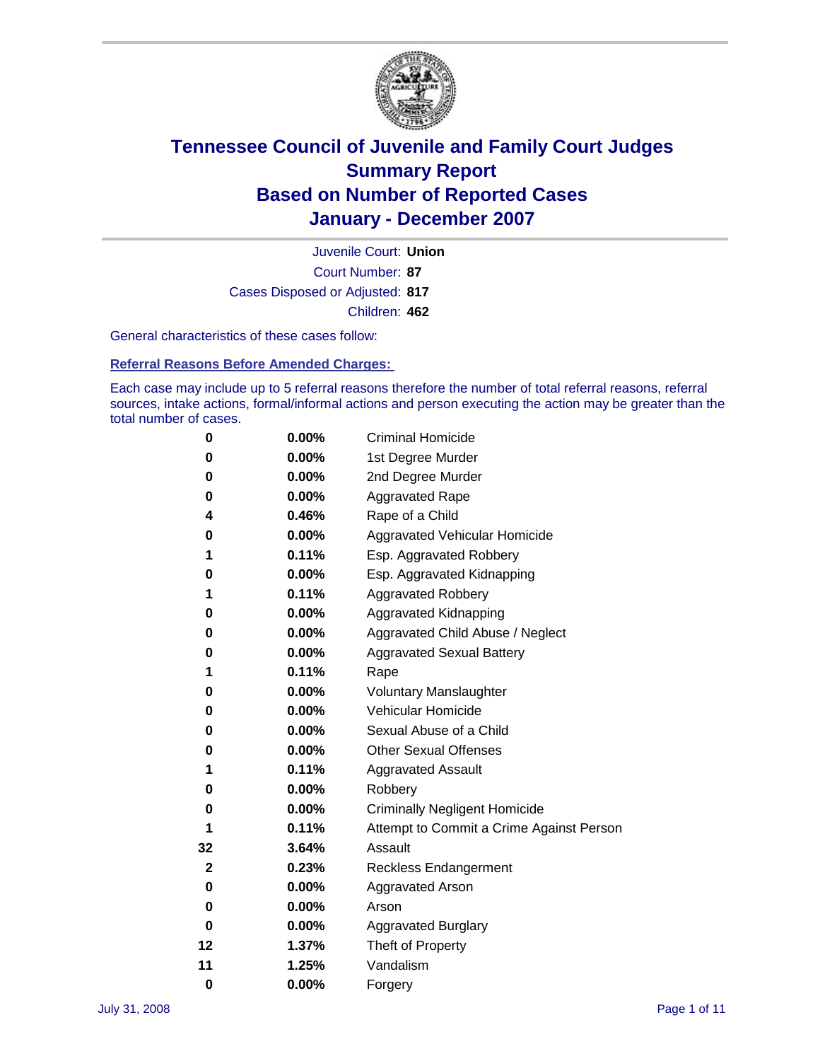# Tennessee Council of Juvenile and Family Court Judges
## Summary Report
## Based on Number of Reported Cases
## January - December 2007

Juvenile Court: **Union**

Court Number: **87**

Cases Disposed or Adjusted: **817**

Children: **462**

General characteristics of these cases follow:

### Referral Reasons Before Amended Charges:

Each case may include up to 5 referral reasons therefore the number of total referral reasons, referral sources, intake actions, formal/informal actions and person executing the action may be greater than the total number of cases.

| | | |
|---|---|---|
| 0 | 0.00% | Criminal Homicide |
| 0 | 0.00% | 1st Degree Murder |
| 0 | 0.00% | 2nd Degree Murder |
| 0 | 0.00% | Aggravated Rape |
| 4 | 0.46% | Rape of a Child |
| 0 | 0.00% | Aggravated Vehicular Homicide |
| 1 | 0.11% | Esp. Aggravated Robbery |
| 0 | 0.00% | Esp. Aggravated Kidnapping |
| 1 | 0.11% | Aggravated Robbery |
| 0 | 0.00% | Aggravated Kidnapping |
| 0 | 0.00% | Aggravated Child Abuse / Neglect |
| 0 | 0.00% | Aggravated Sexual Battery |
| 1 | 0.11% | Rape |
| 0 | 0.00% | Voluntary Manslaughter |
| 0 | 0.00% | Vehicular Homicide |
| 0 | 0.00% | Sexual Abuse of a Child |
| 0 | 0.00% | Other Sexual Offenses |
| 1 | 0.11% | Aggravated Assault |
| 0 | 0.00% | Robbery |
| 0 | 0.00% | Criminally Negligent Homicide |
| 1 | 0.11% | Attempt to Commit a Crime Against Person |
| 32 | 3.64% | Assault |
| 2 | 0.23% | Reckless Endangerment |
| 0 | 0.00% | Aggravated Arson |
| 0 | 0.00% | Arson |
| 0 | 0.00% | Aggravated Burglary |
| 12 | 1.37% | Theft of Property |
| 11 | 1.25% | Vandalism |
| 0 | 0.00% | Forgery |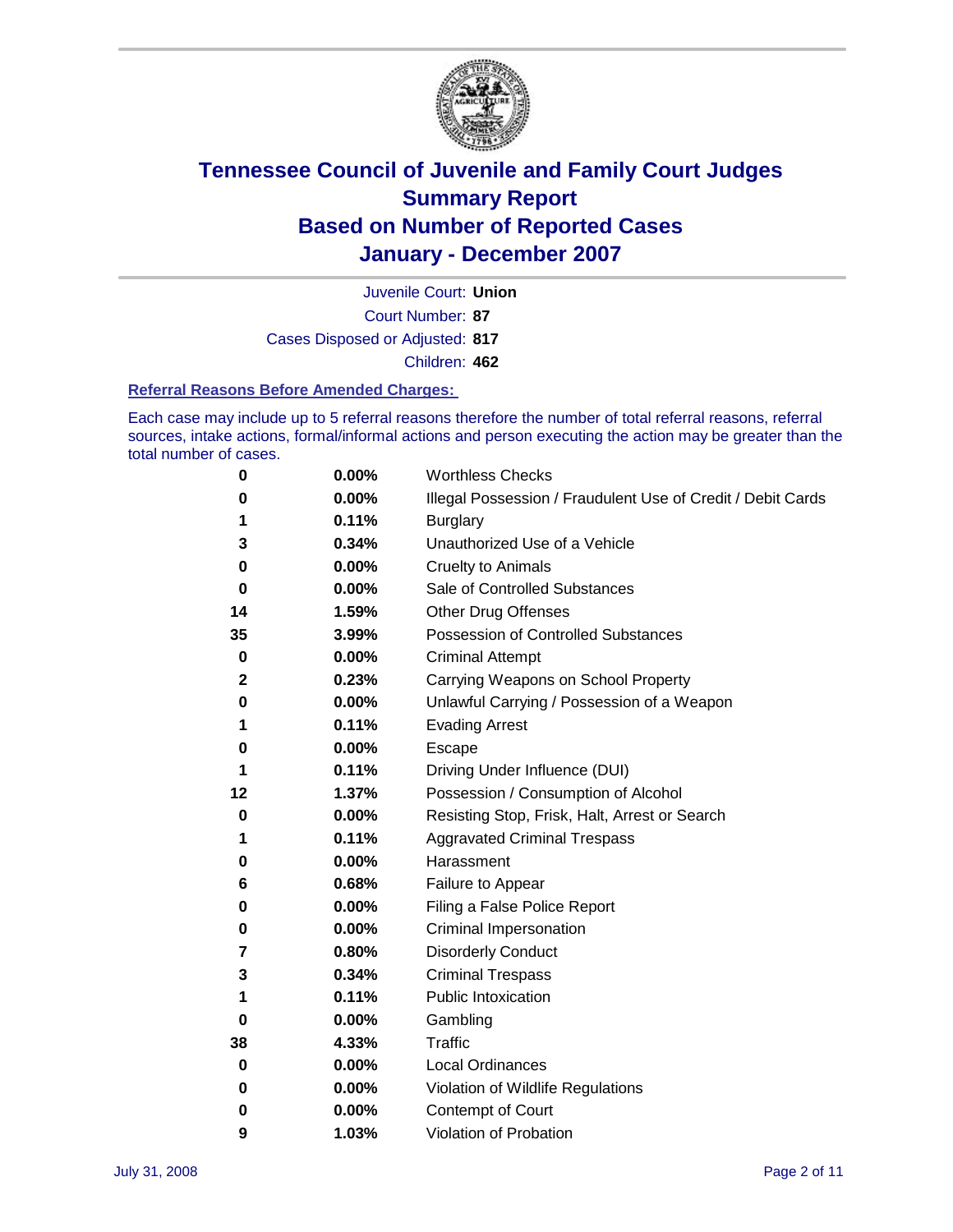# Tennessee Council of Juvenile and Family Court Judges
# Summary Report
# Based on Number of Reported Cases
# January - December 2007

Juvenile Court: **Union**

Court Number: **87**

Cases Disposed or Adjusted: **817**

Children: **462**

### Referral Reasons Before Amended Charges:

Each case may include up to 5 referral reasons therefore the number of total referral reasons, referral sources, intake actions, formal/informal actions and person executing the action may be greater than the total number of cases.

| | | |
|---|---|---|
| 0 | 0.00% | Worthless Checks |
| 0 | 0.00% | Illegal Possession / Fraudulent Use of Credit / Debit Cards |
| 1 | 0.11% | Burglary |
| 3 | 0.34% | Unauthorized Use of a Vehicle |
| 0 | 0.00% | Cruelty to Animals |
| 0 | 0.00% | Sale of Controlled Substances |
| 14 | 1.59% | Other Drug Offenses |
| 35 | 3.99% | Possession of Controlled Substances |
| 0 | 0.00% | Criminal Attempt |
| 2 | 0.23% | Carrying Weapons on School Property |
| 0 | 0.00% | Unlawful Carrying / Possession of a Weapon |
| 1 | 0.11% | Evading Arrest |
| 0 | 0.00% | Escape |
| 1 | 0.11% | Driving Under Influence (DUI) |
| 12 | 1.37% | Possession / Consumption of Alcohol |
| 0 | 0.00% | Resisting Stop, Frisk, Halt, Arrest or Search |
| 1 | 0.11% | Aggravated Criminal Trespass |
| 0 | 0.00% | Harassment |
| 6 | 0.68% | Failure to Appear |
| 0 | 0.00% | Filing a False Police Report |
| 0 | 0.00% | Criminal Impersonation |
| 7 | 0.80% | Disorderly Conduct |
| 3 | 0.34% | Criminal Trespass |
| 1 | 0.11% | Public Intoxication |
| 0 | 0.00% | Gambling |
| 38 | 4.33% | Traffic |
| 0 | 0.00% | Local Ordinances |
| 0 | 0.00% | Violation of Wildlife Regulations |
| 0 | 0.00% | Contempt of Court |
| 9 | 1.03% | Violation of Probation |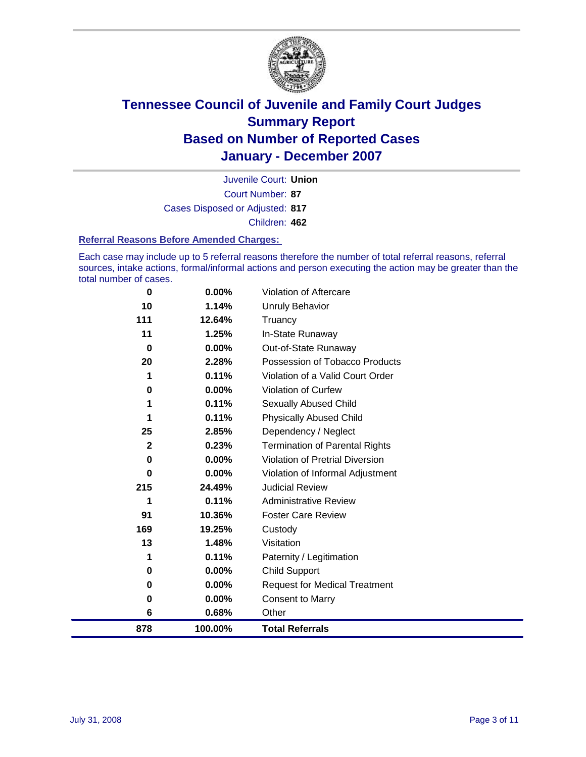# Tennessee Council of Juvenile and Family Court Judges
## Summary Report
## Based on Number of Reported Cases
## January - December 2007

Juvenile Court: **Union**
Court Number: **87**
Cases Disposed or Adjusted: **817**
Children: **462**

### Referral Reasons Before Amended Charges:

Each case may include up to 5 referral reasons therefore the number of total referral reasons, referral sources, intake actions, formal/informal actions and person executing the action may be greater than the total number of cases.

| Count | Percent | Referral Reason |
|---|---|---|
| 0 | 0.00% | Violation of Aftercare |
| 10 | 1.14% | Unruly Behavior |
| 111 | 12.64% | Truancy |
| 11 | 1.25% | In-State Runaway |
| 0 | 0.00% | Out-of-State Runaway |
| 20 | 2.28% | Possession of Tobacco Products |
| 1 | 0.11% | Violation of a Valid Court Order |
| 0 | 0.00% | Violation of Curfew |
| 1 | 0.11% | Sexually Abused Child |
| 1 | 0.11% | Physically Abused Child |
| 25 | 2.85% | Dependency / Neglect |
| 2 | 0.23% | Termination of Parental Rights |
| 0 | 0.00% | Violation of Pretrial Diversion |
| 0 | 0.00% | Violation of Informal Adjustment |
| 215 | 24.49% | Judicial Review |
| 1 | 0.11% | Administrative Review |
| 91 | 10.36% | Foster Care Review |
| 169 | 19.25% | Custody |
| 13 | 1.48% | Visitation |
| 1 | 0.11% | Paternity / Legitimation |
| 0 | 0.00% | Child Support |
| 0 | 0.00% | Request for Medical Treatment |
| 0 | 0.00% | Consent to Marry |
| 6 | 0.68% | Other |
| **878** | **100.00%** | **Total Referrals** |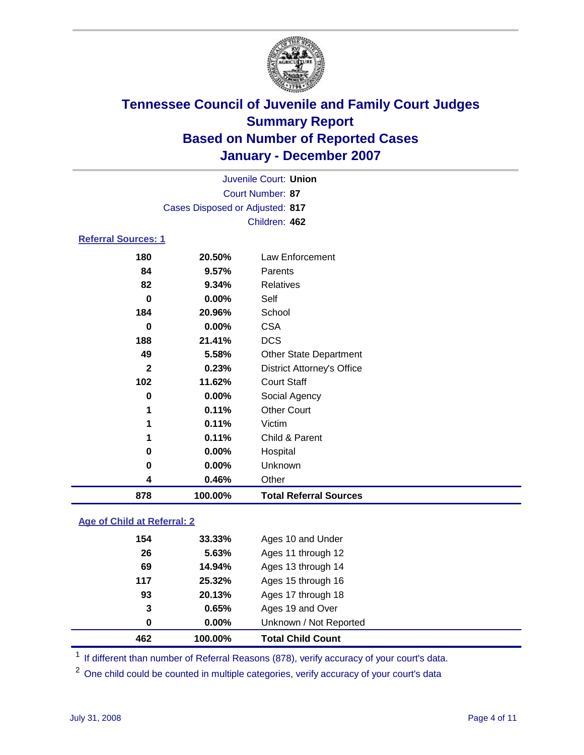# Tennessee Council of Juvenile and Family Court Judges
## Summary Report
## Based on Number of Reported Cases
## January - December 2007

Juvenile Court: **Union**
Court Number: **87**
Cases Disposed or Adjusted: **817**
Children: **462**

### Referral Sources: 1

| | | |
|---|---|---|
| 180 | 20.50% | Law Enforcement |
| 84 | 9.57% | Parents |
| 82 | 9.34% | Relatives |
| 0 | 0.00% | Self |
| 184 | 20.96% | School |
| 0 | 0.00% | CSA |
| 188 | 21.41% | DCS |
| 49 | 5.58% | Other State Department |
| 2 | 0.23% | District Attorney's Office |
| 102 | 11.62% | Court Staff |
| 0 | 0.00% | Social Agency |
| 1 | 0.11% | Other Court |
| 1 | 0.11% | Victim |
| 1 | 0.11% | Child & Parent |
| 0 | 0.00% | Hospital |
| 0 | 0.00% | Unknown |
| 4 | 0.46% | Other |
| **878** | **100.00%** | **Total Referral Sources** |

### Age of Child at Referral: 2

| | | |
|---|---|---|
| 154 | 33.33% | Ages 10 and Under |
| 26 | 5.63% | Ages 11 through 12 |
| 69 | 14.94% | Ages 13 through 14 |
| 117 | 25.32% | Ages 15 through 16 |
| 93 | 20.13% | Ages 17 through 18 |
| 3 | 0.65% | Ages 19 and Over |
| 0 | 0.00% | Unknown / Not Reported |
| **462** | **100.00%** | **Total Child Count** |

[1] If different than number of Referral Reasons (878), verify accuracy of your court's data.

[2] One child could be counted in multiple categories, verify accuracy of your court's data

July 31, 2008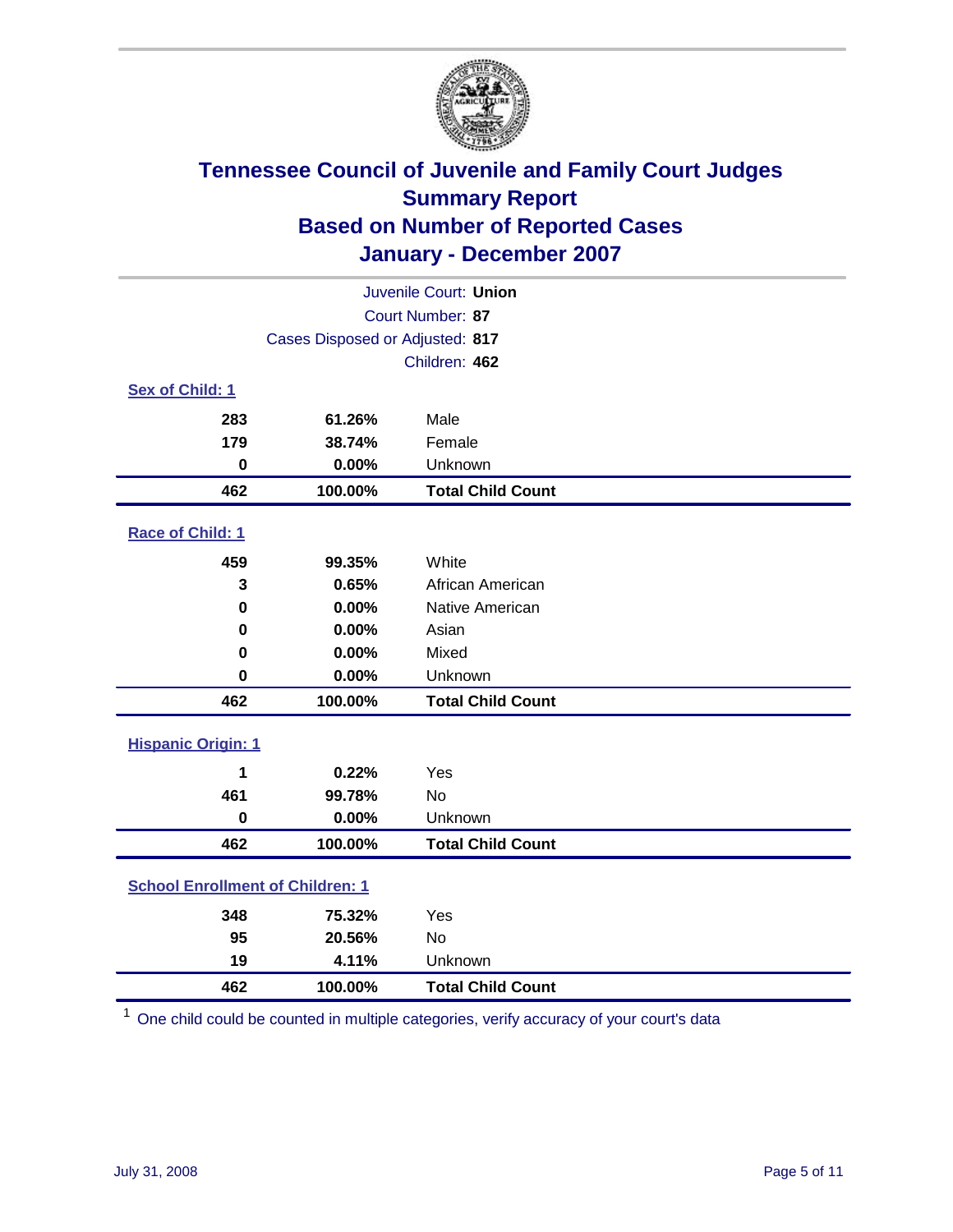# Tennessee Council of Juvenile and Family Court Judges
## Summary Report
## Based on Number of Reported Cases
## January - December 2007

Juvenile Court: **Union**
Court Number: **87**
Cases Disposed or Adjusted: **817**
Children: **462**

### Sex of Child: 1

| | | |
|---|---|---|
| 283 | 61.26% | Male |
| 179 | 38.74% | Female |
| 0 | 0.00% | Unknown |
| **462** | **100.00%** | **Total Child Count** |

### Race of Child: 1

| | | |
|---|---|---|
| 459 | 99.35% | White |
| 3 | 0.65% | African American |
| 0 | 0.00% | Native American |
| 0 | 0.00% | Asian |
| 0 | 0.00% | Mixed |
| 0 | 0.00% | Unknown |
| **462** | **100.00%** | **Total Child Count** |

### Hispanic Origin: 1

| | | |
|---|---|---|
| 1 | 0.22% | Yes |
| 461 | 99.78% | No |
| 0 | 0.00% | Unknown |
| **462** | **100.00%** | **Total Child Count** |

### School Enrollment of Children: 1

| | | |
|---|---|---|
| 348 | 75.32% | Yes |
| 95 | 20.56% | No |
| 19 | 4.11% | Unknown |
| **462** | **100.00%** | **Total Child Count** |

[1] One child could be counted in multiple categories, verify accuracy of your court's data

July 31, 2008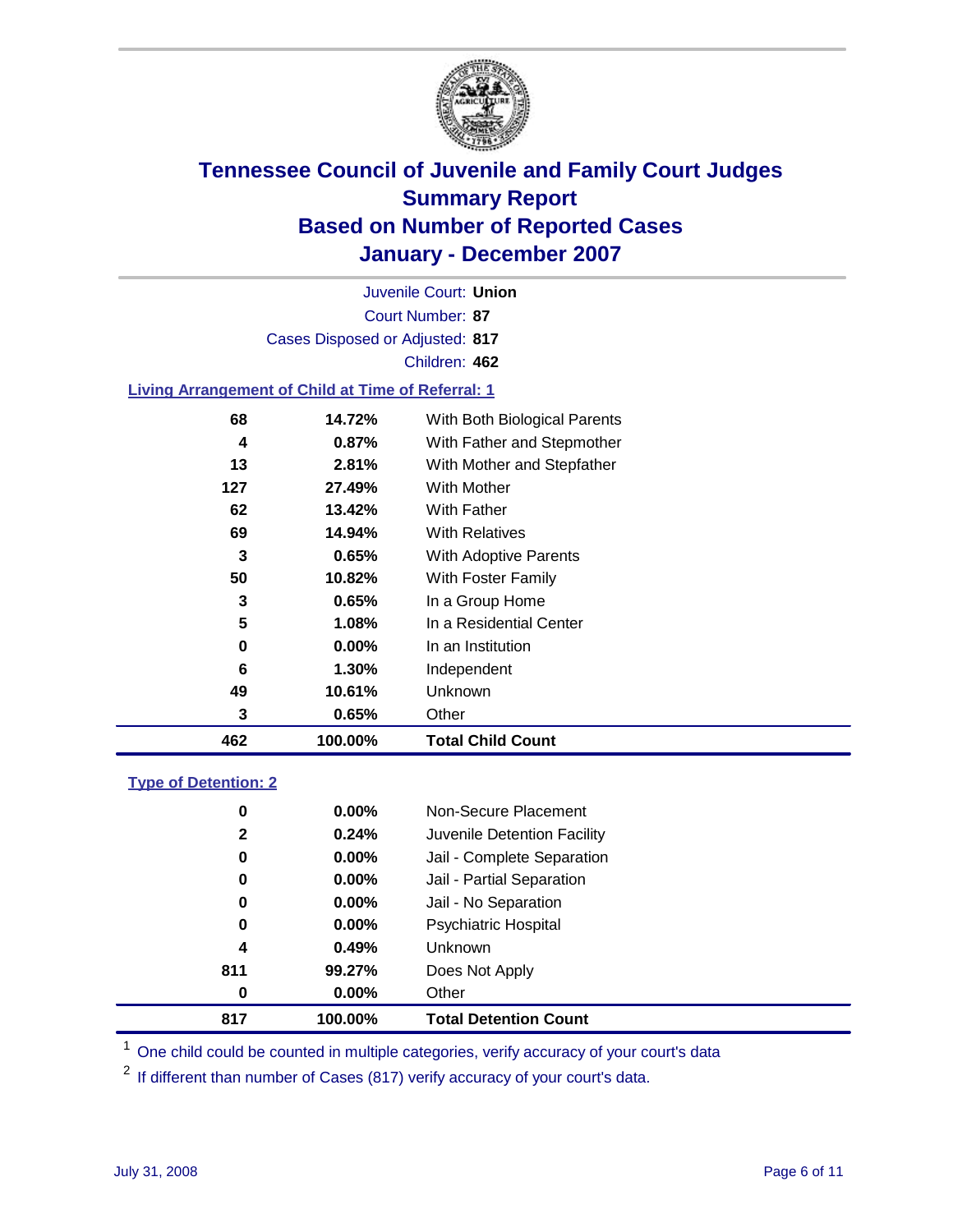# Tennessee Council of Juvenile and Family Court Judges
## Summary Report
## Based on Number of Reported Cases
## January - December 2007

Juvenile Court: **Union**

Court Number: **87**

Cases Disposed or Adjusted: **817**

Children: **462**

### Living Arrangement of Child at Time of Referral: 1

| | | |
|---|---|---|
| 68 | 14.72% | With Both Biological Parents |
| 4 | 0.87% | With Father and Stepmother |
| 13 | 2.81% | With Mother and Stepfather |
| 127 | 27.49% | With Mother |
| 62 | 13.42% | With Father |
| 69 | 14.94% | With Relatives |
| 3 | 0.65% | With Adoptive Parents |
| 50 | 10.82% | With Foster Family |
| 3 | 0.65% | In a Group Home |
| 5 | 1.08% | In a Residential Center |
| 0 | 0.00% | In an Institution |
| 6 | 1.30% | Independent |
| 49 | 10.61% | Unknown |
| 3 | 0.65% | Other |
| **462** | **100.00%** | **Total Child Count** |

### Type of Detention: 2

| | | |
|---|---|---|
| 0 | 0.00% | Non-Secure Placement |
| 2 | 0.24% | Juvenile Detention Facility |
| 0 | 0.00% | Jail - Complete Separation |
| 0 | 0.00% | Jail - Partial Separation |
| 0 | 0.00% | Jail - No Separation |
| 0 | 0.00% | Psychiatric Hospital |
| 4 | 0.49% | Unknown |
| 811 | 99.27% | Does Not Apply |
| 0 | 0.00% | Other |
| **817** | **100.00%** | **Total Detention Count** |

[1] One child could be counted in multiple categories, verify accuracy of your court's data

[2] If different than number of Cases (817) verify accuracy of your court's data.

July 31, 2008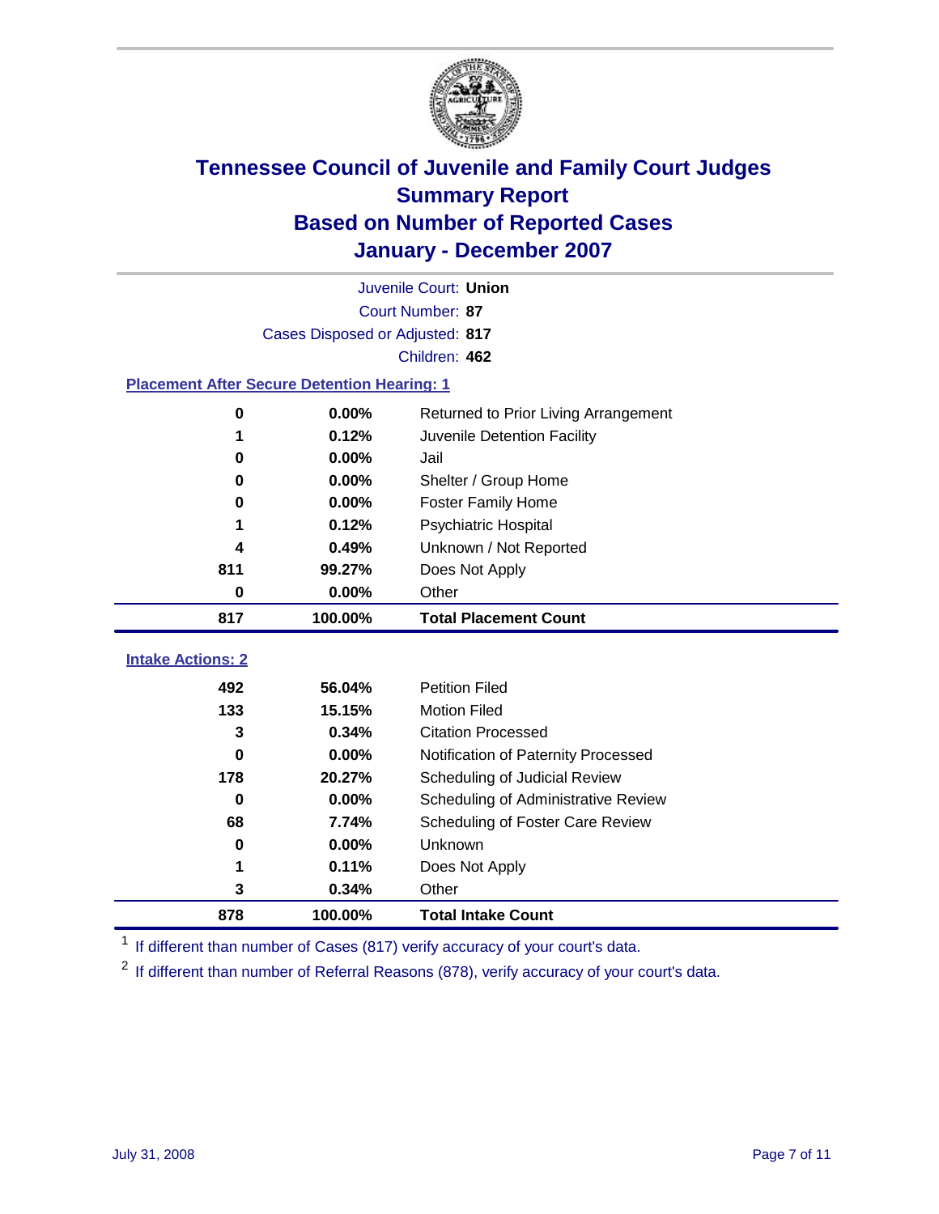# Tennessee Council of Juvenile and Family Court Judges
## Summary Report
## Based on Number of Reported Cases
## January - December 2007

Juvenile Court: **Union**
Court Number: **87**
Cases Disposed or Adjusted: **817**
Children: **462**

### Placement After Secure Detention Hearing: 1

| | | |
|---|---|---|
| 0 | 0.00% | Returned to Prior Living Arrangement |
| 1 | 0.12% | Juvenile Detention Facility |
| 0 | 0.00% | Jail |
| 0 | 0.00% | Shelter / Group Home |
| 0 | 0.00% | Foster Family Home |
| 1 | 0.12% | Psychiatric Hospital |
| 4 | 0.49% | Unknown / Not Reported |
| 811 | 99.27% | Does Not Apply |
| 0 | 0.00% | Other |
| **817** | **100.00%** | **Total Placement Count** |

### Intake Actions: 2

| | | |
|---|---|---|
| 492 | 56.04% | Petition Filed |
| 133 | 15.15% | Motion Filed |
| 3 | 0.34% | Citation Processed |
| 0 | 0.00% | Notification of Paternity Processed |
| 178 | 20.27% | Scheduling of Judicial Review |
| 0 | 0.00% | Scheduling of Administrative Review |
| 68 | 7.74% | Scheduling of Foster Care Review |
| 0 | 0.00% | Unknown |
| 1 | 0.11% | Does Not Apply |
| 3 | 0.34% | Other |
| **878** | **100.00%** | **Total Intake Count** |

[1] If different than number of Cases (817) verify accuracy of your court's data.

[2] If different than number of Referral Reasons (878), verify accuracy of your court's data.

July 31, 2008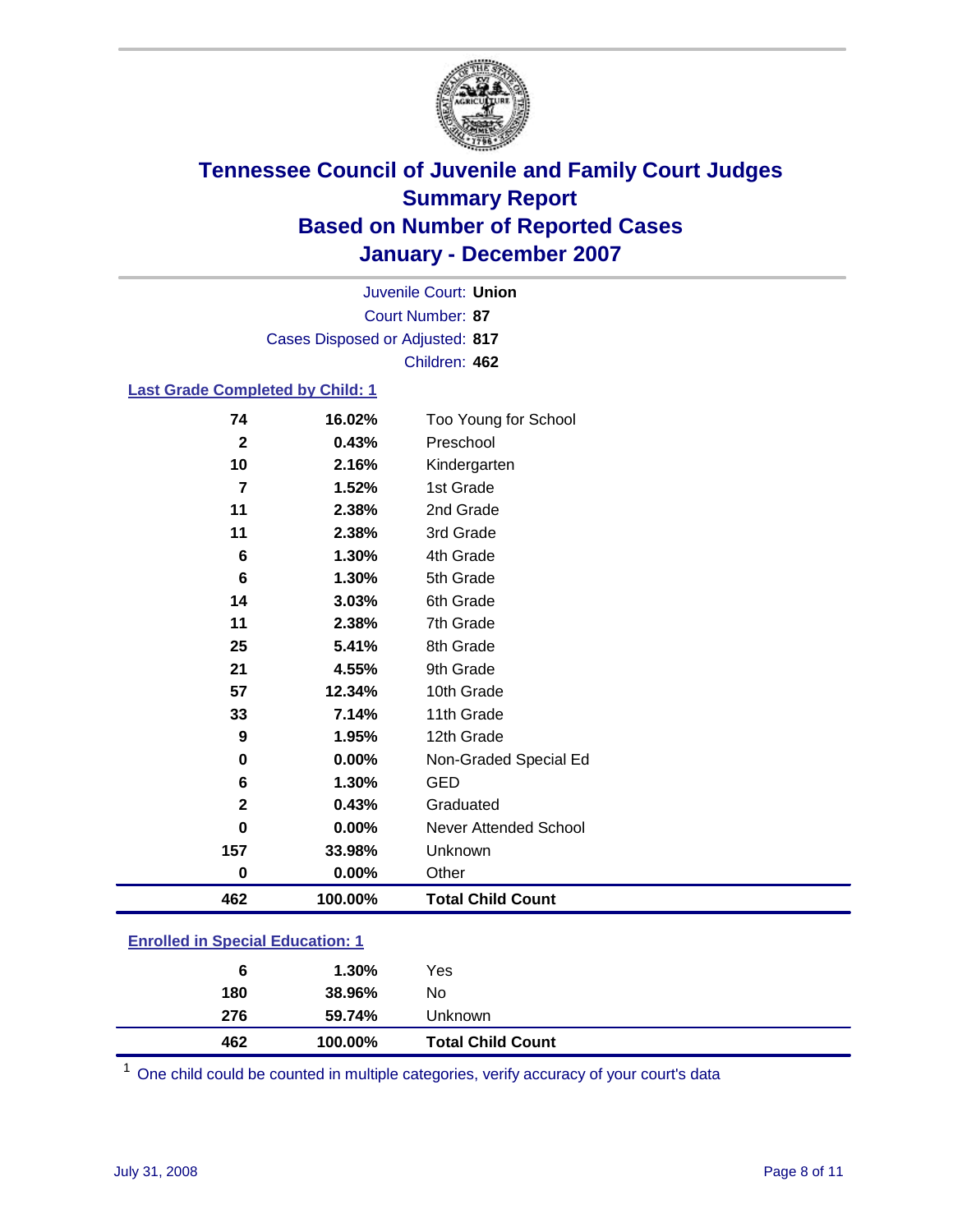# Tennessee Council of Juvenile and Family Court Judges
## Summary Report
## Based on Number of Reported Cases
## January - December 2007

Juvenile Court: **Union**
Court Number: **87**
Cases Disposed or Adjusted: **817**
Children: **462**

### Last Grade Completed by Child: 1

| | | |
|---|---|---|
| 74 | 16.02% | Too Young for School |
| 2 | 0.43% | Preschool |
| 10 | 2.16% | Kindergarten |
| 7 | 1.52% | 1st Grade |
| 11 | 2.38% | 2nd Grade |
| 11 | 2.38% | 3rd Grade |
| 6 | 1.30% | 4th Grade |
| 6 | 1.30% | 5th Grade |
| 14 | 3.03% | 6th Grade |
| 11 | 2.38% | 7th Grade |
| 25 | 5.41% | 8th Grade |
| 21 | 4.55% | 9th Grade |
| 57 | 12.34% | 10th Grade |
| 33 | 7.14% | 11th Grade |
| 9 | 1.95% | 12th Grade |
| 0 | 0.00% | Non-Graded Special Ed |
| 6 | 1.30% | GED |
| 2 | 0.43% | Graduated |
| 0 | 0.00% | Never Attended School |
| 157 | 33.98% | Unknown |
| 0 | 0.00% | Other |
| **462** | **100.00%** | **Total Child Count** |

### Enrolled in Special Education: 1

| | | |
|---|---|---|
| 6 | 1.30% | Yes |
| 180 | 38.96% | No |
| 276 | 59.74% | Unknown |
| **462** | **100.00%** | **Total Child Count** |

[1] One child could be counted in multiple categories, verify accuracy of your court's data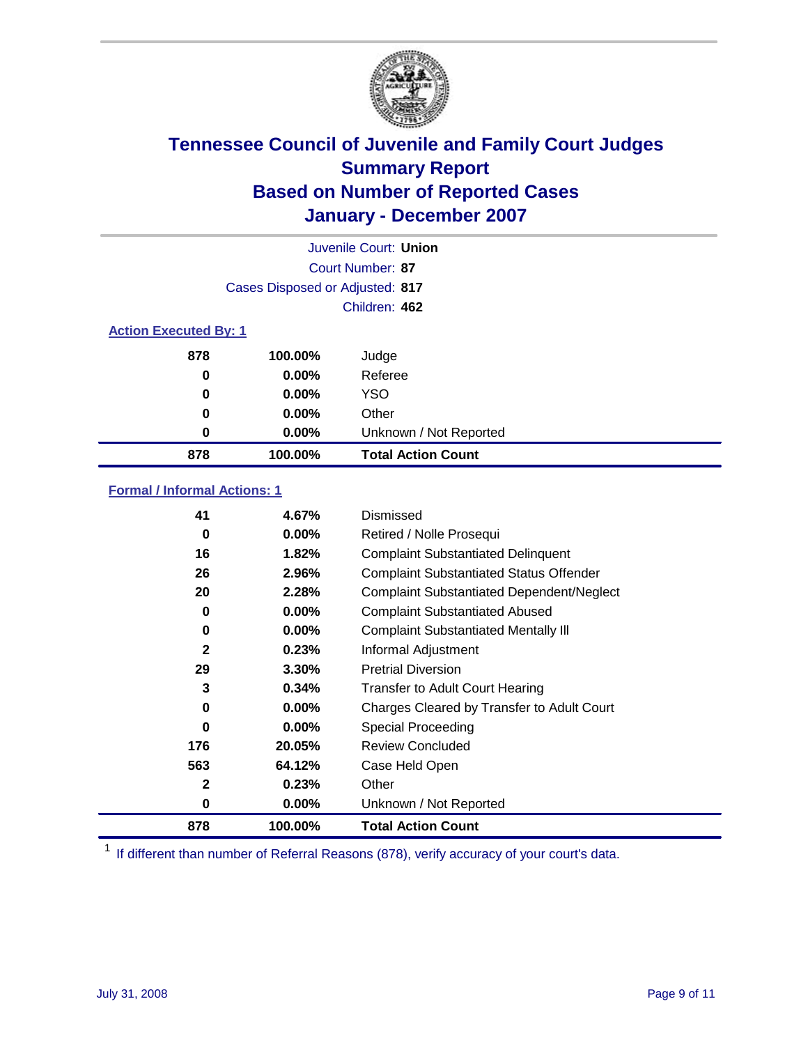# Tennessee Council of Juvenile and Family Court Judges
## Summary Report
## Based on Number of Reported Cases
## January - December 2007

Juvenile Court: **Union**
Court Number: **87**
Cases Disposed or Adjusted: **817**
Children: **462**

### Action Executed By: 1

| | | |
|---|---|---|
| 878 | 100.00% | Judge |
| 0 | 0.00% | Referee |
| 0 | 0.00% | YSO |
| 0 | 0.00% | Other |
| 0 | 0.00% | Unknown / Not Reported |
| **878** | **100.00%** | **Total Action Count** |

### Formal / Informal Actions: 1

| | | |
|---|---|---|
| 41 | 4.67% | Dismissed |
| 0 | 0.00% | Retired / Nolle Prosequi |
| 16 | 1.82% | Complaint Substantiated Delinquent |
| 26 | 2.96% | Complaint Substantiated Status Offender |
| 20 | 2.28% | Complaint Substantiated Dependent/Neglect |
| 0 | 0.00% | Complaint Substantiated Abused |
| 0 | 0.00% | Complaint Substantiated Mentally Ill |
| 2 | 0.23% | Informal Adjustment |
| 29 | 3.30% | Pretrial Diversion |
| 3 | 0.34% | Transfer to Adult Court Hearing |
| 0 | 0.00% | Charges Cleared by Transfer to Adult Court |
| 0 | 0.00% | Special Proceeding |
| 176 | 20.05% | Review Concluded |
| 563 | 64.12% | Case Held Open |
| 2 | 0.23% | Other |
| 0 | 0.00% | Unknown / Not Reported |
| **878** | **100.00%** | **Total Action Count** |

[1] If different than number of Referral Reasons (878), verify accuracy of your court's data.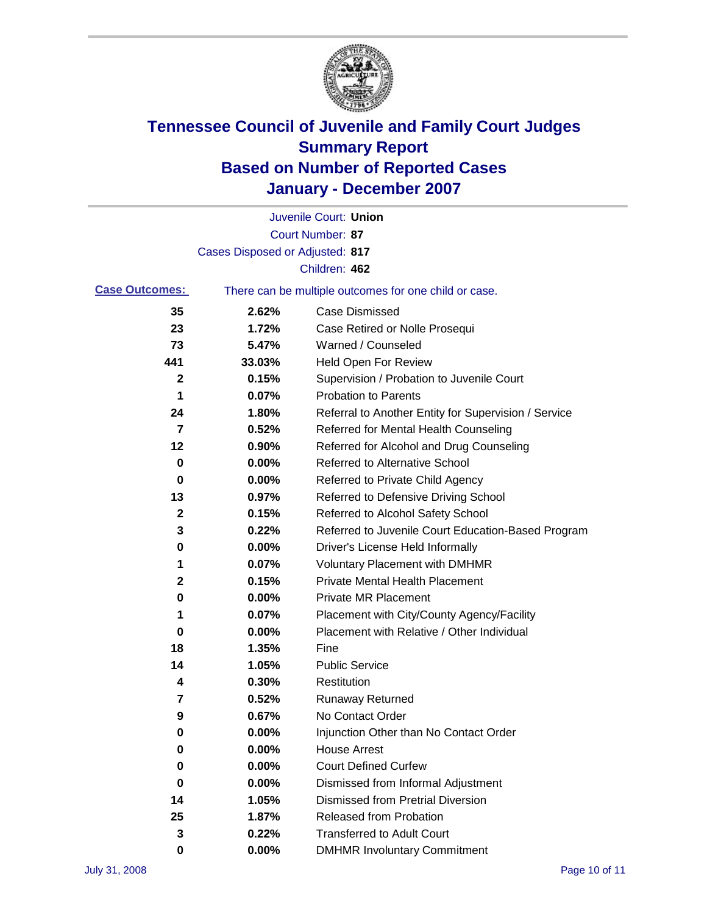# Tennessee Council of Juvenile and Family Court Judges
# Summary Report
# Based on Number of Reported Cases
# January - December 2007

Juvenile Court: **Union**
Court Number: **87**
Cases Disposed or Adjusted: **817**
Children: **462**

**Case Outcomes:** There can be multiple outcomes for one child or case.

| Count | Percent | Outcome |
|---|---|---|
| 35 | 2.62% | Case Dismissed |
| 23 | 1.72% | Case Retired or Nolle Prosequi |
| 73 | 5.47% | Warned / Counseled |
| 441 | 33.03% | Held Open For Review |
| 2 | 0.15% | Supervision / Probation to Juvenile Court |
| 1 | 0.07% | Probation to Parents |
| 24 | 1.80% | Referral to Another Entity for Supervision / Service |
| 7 | 0.52% | Referred for Mental Health Counseling |
| 12 | 0.90% | Referred for Alcohol and Drug Counseling |
| 0 | 0.00% | Referred to Alternative School |
| 0 | 0.00% | Referred to Private Child Agency |
| 13 | 0.97% | Referred to Defensive Driving School |
| 2 | 0.15% | Referred to Alcohol Safety School |
| 3 | 0.22% | Referred to Juvenile Court Education-Based Program |
| 0 | 0.00% | Driver's License Held Informally |
| 1 | 0.07% | Voluntary Placement with DMHMR |
| 2 | 0.15% | Private Mental Health Placement |
| 0 | 0.00% | Private MR Placement |
| 1 | 0.07% | Placement with City/County Agency/Facility |
| 0 | 0.00% | Placement with Relative / Other Individual |
| 18 | 1.35% | Fine |
| 14 | 1.05% | Public Service |
| 4 | 0.30% | Restitution |
| 7 | 0.52% | Runaway Returned |
| 9 | 0.67% | No Contact Order |
| 0 | 0.00% | Injunction Other than No Contact Order |
| 0 | 0.00% | House Arrest |
| 0 | 0.00% | Court Defined Curfew |
| 0 | 0.00% | Dismissed from Informal Adjustment |
| 14 | 1.05% | Dismissed from Pretrial Diversion |
| 25 | 1.87% | Released from Probation |
| 3 | 0.22% | Transferred to Adult Court |
| 0 | 0.00% | DMHMR Involuntary Commitment |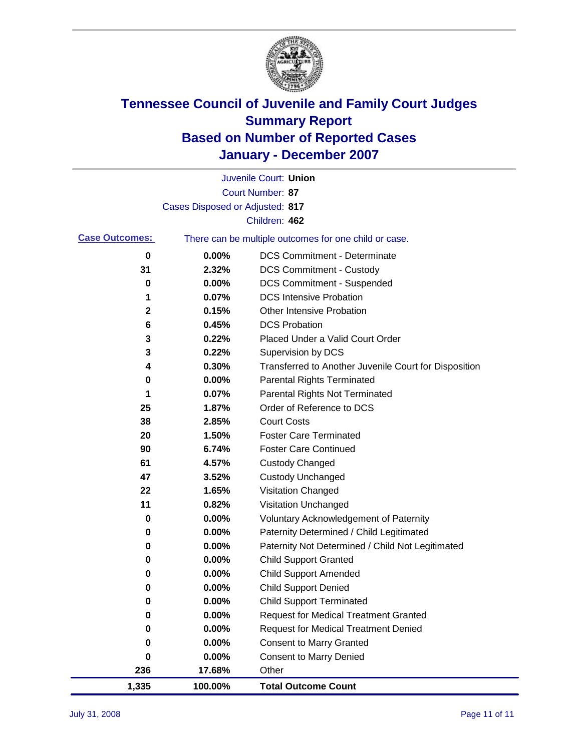# Tennessee Council of Juvenile and Family Court Judges
## Summary Report
## Based on Number of Reported Cases
## January - December 2007

Juvenile Court: **Union**

Court Number: **87**

Cases Disposed or Adjusted: **817**

Children: **462**

**Case Outcomes:** There can be multiple outcomes for one child or case.

| | | |
|---|---|---|
| 0 | 0.00% | DCS Commitment - Determinate |
| 31 | 2.32% | DCS Commitment - Custody |
| 0 | 0.00% | DCS Commitment - Suspended |
| 1 | 0.07% | DCS Intensive Probation |
| 2 | 0.15% | Other Intensive Probation |
| 6 | 0.45% | DCS Probation |
| 3 | 0.22% | Placed Under a Valid Court Order |
| 3 | 0.22% | Supervision by DCS |
| 4 | 0.30% | Transferred to Another Juvenile Court for Disposition |
| 0 | 0.00% | Parental Rights Terminated |
| 1 | 0.07% | Parental Rights Not Terminated |
| 25 | 1.87% | Order of Reference to DCS |
| 38 | 2.85% | Court Costs |
| 20 | 1.50% | Foster Care Terminated |
| 90 | 6.74% | Foster Care Continued |
| 61 | 4.57% | Custody Changed |
| 47 | 3.52% | Custody Unchanged |
| 22 | 1.65% | Visitation Changed |
| 11 | 0.82% | Visitation Unchanged |
| 0 | 0.00% | Voluntary Acknowledgement of Paternity |
| 0 | 0.00% | Paternity Determined / Child Legitimated |
| 0 | 0.00% | Paternity Not Determined / Child Not Legitimated |
| 0 | 0.00% | Child Support Granted |
| 0 | 0.00% | Child Support Amended |
| 0 | 0.00% | Child Support Denied |
| 0 | 0.00% | Child Support Terminated |
| 0 | 0.00% | Request for Medical Treatment Granted |
| 0 | 0.00% | Request for Medical Treatment Denied |
| 0 | 0.00% | Consent to Marry Granted |
| 0 | 0.00% | Consent to Marry Denied |
| 236 | 17.68% | Other |
| **1,335** | **100.00%** | **Total Outcome Count** |

July 31, 2008